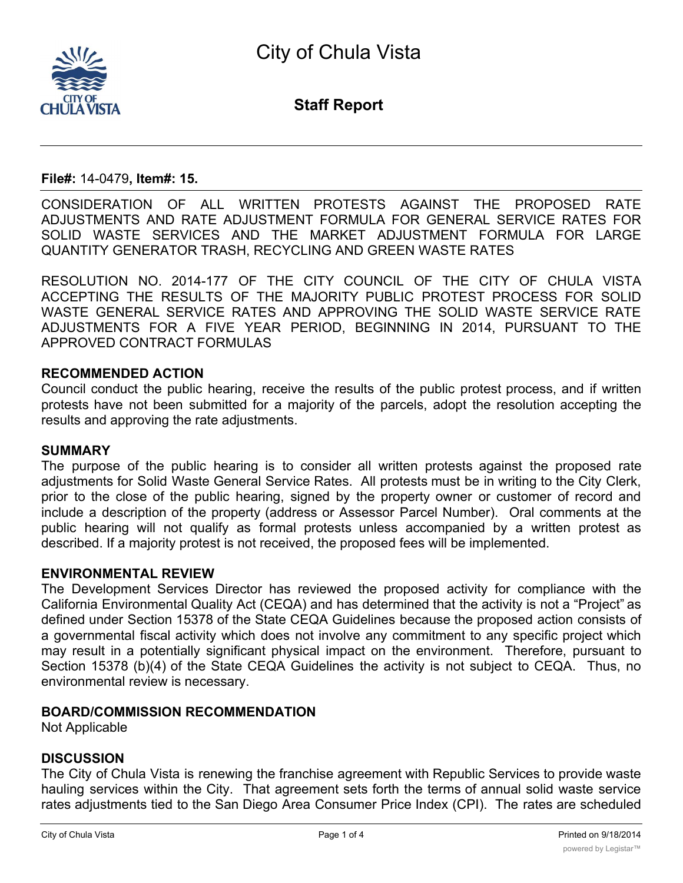# City of Chula Vista

## Staff Report

**File#:** 14-0479**, Item#: 15.**

CONSIDERATION OF ALL WRITTEN PROTESTS AGAINST THE PROPOSED RATE ADJUSTMENTS AND RATE ADJUSTMENT FORMULA FOR GENERAL SERVICE RATES FOR SOLID WASTE SERVICES AND THE MARKET ADJUSTMENT FORMULA FOR LARGE QUANTITY GENERATOR TRASH, RECYCLING AND GREEN WASTE RATES

RESOLUTION NO. 2014-177 OF THE CITY COUNCIL OF THE CITY OF CHULA VISTA ACCEPTING THE RESULTS OF THE MAJORITY PUBLIC PROTEST PROCESS FOR SOLID WASTE GENERAL SERVICE RATES AND APPROVING THE SOLID WASTE SERVICE RATE ADJUSTMENTS FOR A FIVE YEAR PERIOD, BEGINNING IN 2014, PURSUANT TO THE APPROVED CONTRACT FORMULAS

### RECOMMENDED ACTION

Council conduct the public hearing, receive the results of the public protest process, and if written protests have not been submitted for a majority of the parcels, adopt the resolution accepting the results and approving the rate adjustments.

### SUMMARY

The purpose of the public hearing is to consider all written protests against the proposed rate adjustments for Solid Waste General Service Rates. All protests must be in writing to the City Clerk, prior to the close of the public hearing, signed by the property owner or customer of record and include a description of the property (address or Assessor Parcel Number). Oral comments at the public hearing will not qualify as formal protests unless accompanied by a written protest as described. If a majority protest is not received, the proposed fees will be implemented.

### ENVIRONMENTAL REVIEW

The Development Services Director has reviewed the proposed activity for compliance with the California Environmental Quality Act (CEQA) and has determined that the activity is not a "Project" as defined under Section 15378 of the State CEQA Guidelines because the proposed action consists of a governmental fiscal activity which does not involve any commitment to any specific project which may result in a potentially significant physical impact on the environment. Therefore, pursuant to Section 15378 (b)(4) of the State CEQA Guidelines the activity is not subject to CEQA. Thus, no environmental review is necessary.

### BOARD/COMMISSION RECOMMENDATION

Not Applicable

### DISCUSSION

The City of Chula Vista is renewing the franchise agreement with Republic Services to provide waste hauling services within the City. That agreement sets forth the terms of annual solid waste service rates adjustments tied to the San Diego Area Consumer Price Index (CPI). The rates are scheduled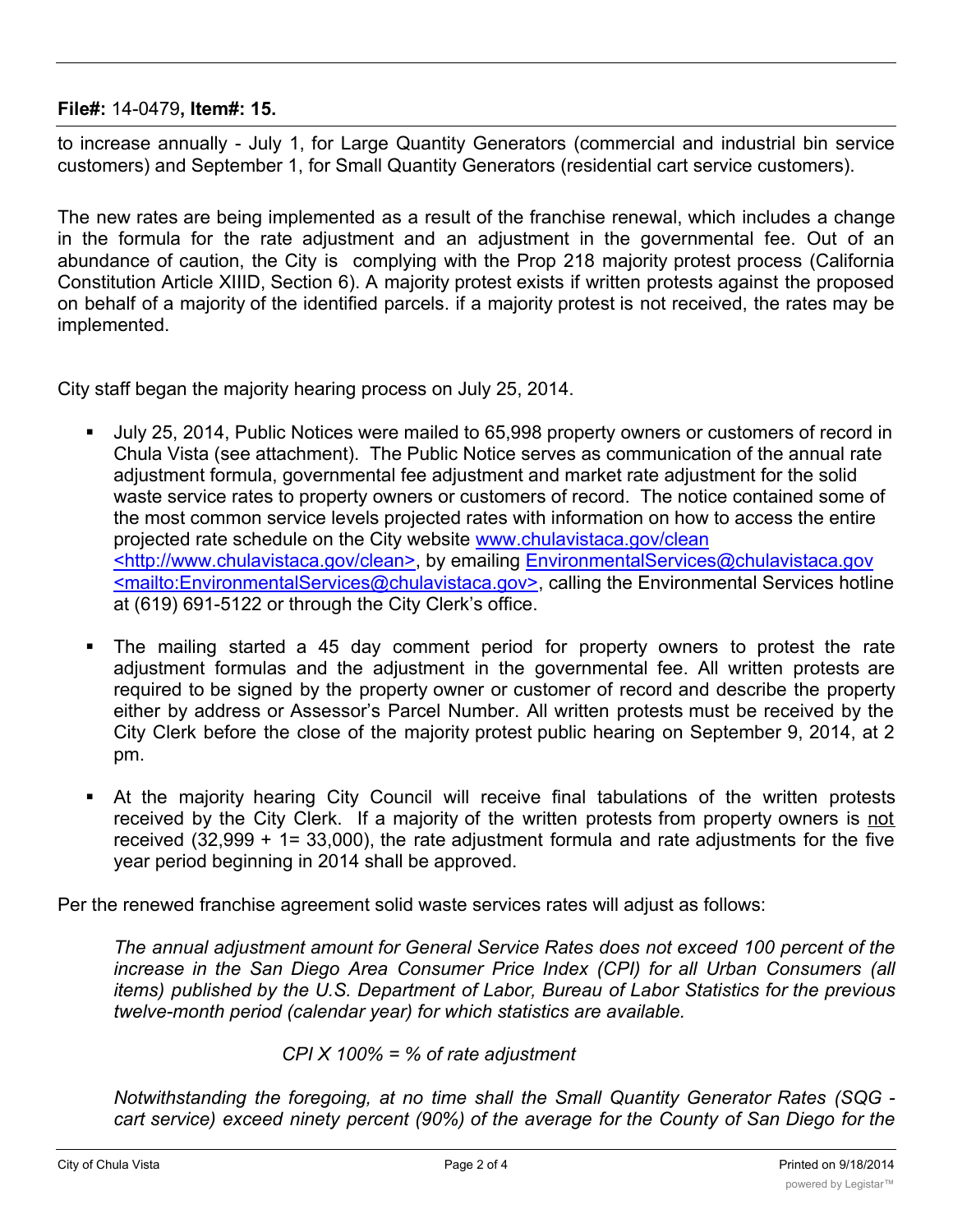**File#:** 14-0479**, Item#: 15.**

to increase annually - July 1, for Large Quantity Generators (commercial and industrial bin service customers) and September 1, for Small Quantity Generators (residential cart service customers).

The new rates are being implemented as a result of the franchise renewal, which includes a change in the formula for the rate adjustment and an adjustment in the governmental fee. Out of an abundance of caution, the City is complying with the Prop 218 majority protest process (California Constitution Article XIIID, Section 6). A majority protest exists if written protests against the proposed on behalf of a majority of the identified parcels. if a majority protest is not received, the rates may be implemented.

City staff began the majority hearing process on July 25, 2014.

- July 25, 2014, Public Notices were mailed to 65,998 property owners or customers of record in Chula Vista (see attachment). The Public Notice serves as communication of the annual rate adjustment formula, governmental fee adjustment and market rate adjustment for the solid waste service rates to property owners or customers of record. The notice contained some of the most common service levels projected rates with information on how to access the entire projected rate schedule on the City website www.chulavistaca.gov/clean <http://www.chulavistaca.gov/clean>, by emailing EnvironmentalServices@chulavistaca.gov <mailto:EnvironmentalServices@chulavistaca.gov>, calling the Environmental Services hotline at (619) 691-5122 or through the City Clerk's office.

- The mailing started a 45 day comment period for property owners to protest the rate adjustment formulas and the adjustment in the governmental fee. All written protests are required to be signed by the property owner or customer of record and describe the property either by address or Assessor's Parcel Number. All written protests must be received by the City Clerk before the close of the majority protest public hearing on September 9, 2014, at 2 pm.

- At the majority hearing City Council will receive final tabulations of the written protests received by the City Clerk. If a majority of the written protests from property owners is not received (32,999 + 1= 33,000), the rate adjustment formula and rate adjustments for the five year period beginning in 2014 shall be approved.

Per the renewed franchise agreement solid waste services rates will adjust as follows:

*The annual adjustment amount for General Service Rates does not exceed 100 percent of the increase in the San Diego Area Consumer Price Index (CPI) for all Urban Consumers (all items) published by the U.S. Department of Labor, Bureau of Labor Statistics for the previous twelve-month period (calendar year) for which statistics are available.*

*CPI X 100% = % of rate adjustment*

*Notwithstanding the foregoing, at no time shall the Small Quantity Generator Rates (SQG - cart service) exceed ninety percent (90%) of the average for the County of San Diego for the*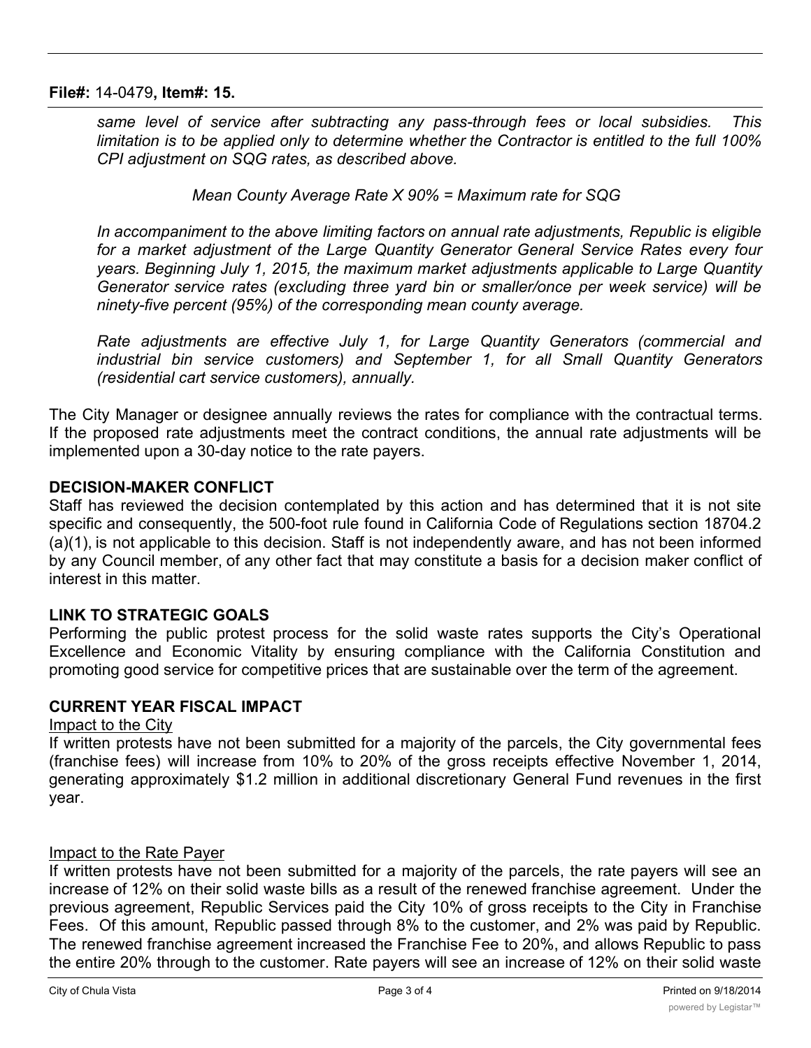**File#:** 14-0479**, Item#: 15.**

*same level of service after subtracting any pass-through fees or local subsidies. This limitation is to be applied only to determine whether the Contractor is entitled to the full 100% CPI adjustment on SQG rates, as described above.*

*Mean County Average Rate X 90% = Maximum rate for SQG*

*In accompaniment to the above limiting factors on annual rate adjustments, Republic is eligible for a market adjustment of the Large Quantity Generator General Service Rates every four years. Beginning July 1, 2015, the maximum market adjustments applicable to Large Quantity Generator service rates (excluding three yard bin or smaller/once per week service) will be ninety-five percent (95%) of the corresponding mean county average.*

*Rate adjustments are effective July 1, for Large Quantity Generators (commercial and industrial bin service customers) and September 1, for all Small Quantity Generators (residential cart service customers), annually.*

The City Manager or designee annually reviews the rates for compliance with the contractual terms. If the proposed rate adjustments meet the contract conditions, the annual rate adjustments will be implemented upon a 30-day notice to the rate payers.

## DECISION-MAKER CONFLICT

Staff has reviewed the decision contemplated by this action and has determined that it is not site specific and consequently, the 500-foot rule found in California Code of Regulations section 18704.2 (a)(1), is not applicable to this decision. Staff is not independently aware, and has not been informed by any Council member, of any other fact that may constitute a basis for a decision maker conflict of interest in this matter.

## LINK TO STRATEGIC GOALS

Performing the public protest process for the solid waste rates supports the City's Operational Excellence and Economic Vitality by ensuring compliance with the California Constitution and promoting good service for competitive prices that are sustainable over the term of the agreement.

## CURRENT YEAR FISCAL IMPACT

Impact to the City

If written protests have not been submitted for a majority of the parcels, the City governmental fees (franchise fees) will increase from 10% to 20% of the gross receipts effective November 1, 2014, generating approximately $1.2 million in additional discretionary General Fund revenues in the first year.

Impact to the Rate Payer

If written protests have not been submitted for a majority of the parcels, the rate payers will see an increase of 12% on their solid waste bills as a result of the renewed franchise agreement. Under the previous agreement, Republic Services paid the City 10% of gross receipts to the City in Franchise Fees. Of this amount, Republic passed through 8% to the customer, and 2% was paid by Republic. The renewed franchise agreement increased the Franchise Fee to 20%, and allows Republic to pass the entire 20% through to the customer. Rate payers will see an increase of 12% on their solid waste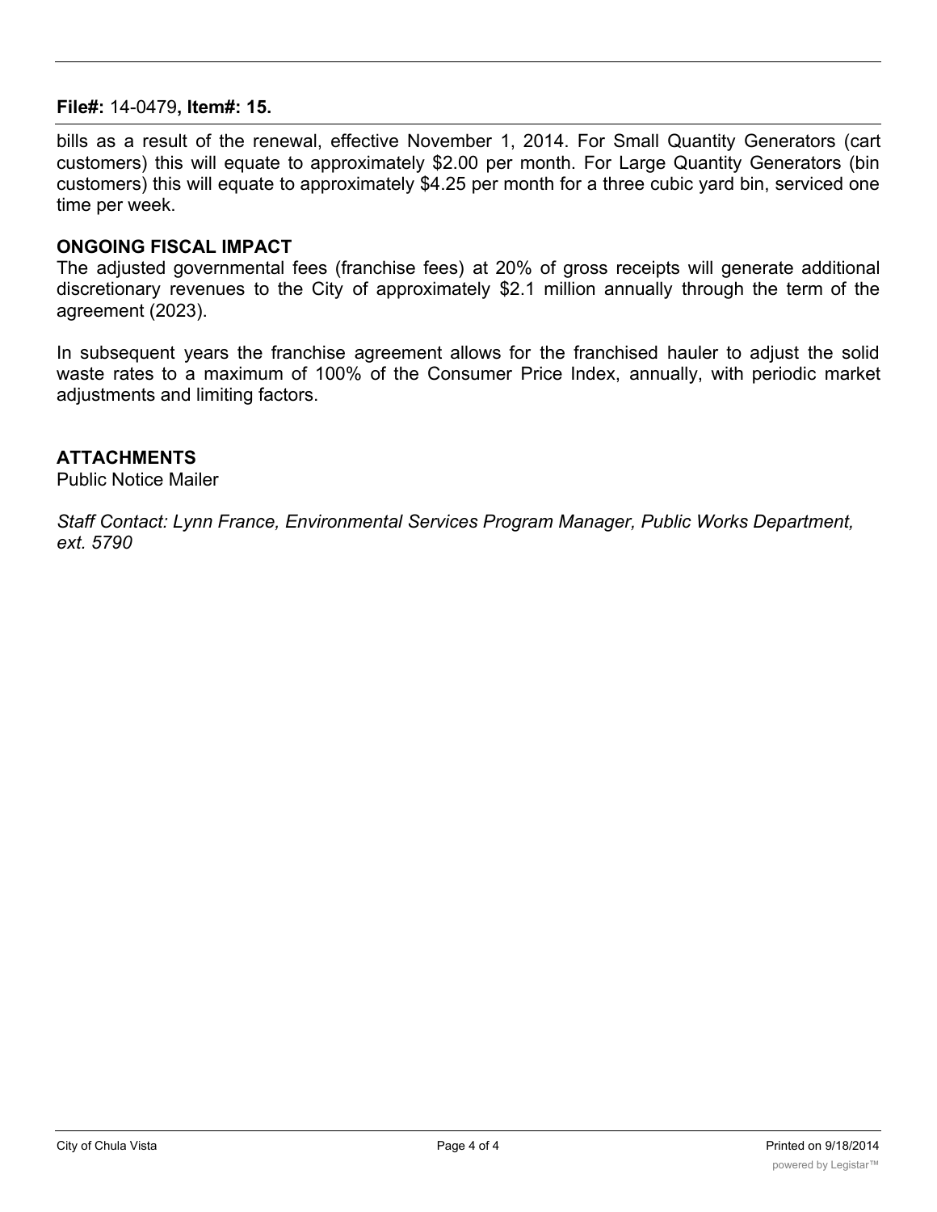**File#:** 14-0479**, Item#: 15.**

bills as a result of the renewal, effective November 1, 2014. For Small Quantity Generators (cart customers) this will equate to approximately $2.00 per month. For Large Quantity Generators (bin customers) this will equate to approximately $4.25 per month for a three cubic yard bin, serviced one time per week.

## ONGOING FISCAL IMPACT

The adjusted governmental fees (franchise fees) at 20% of gross receipts will generate additional discretionary revenues to the City of approximately $2.1 million annually through the term of the agreement (2023).

In subsequent years the franchise agreement allows for the franchised hauler to adjust the solid waste rates to a maximum of 100% of the Consumer Price Index, annually, with periodic market adjustments and limiting factors.

## ATTACHMENTS

Public Notice Mailer

*Staff Contact: Lynn France, Environmental Services Program Manager, Public Works Department, ext. 5790*